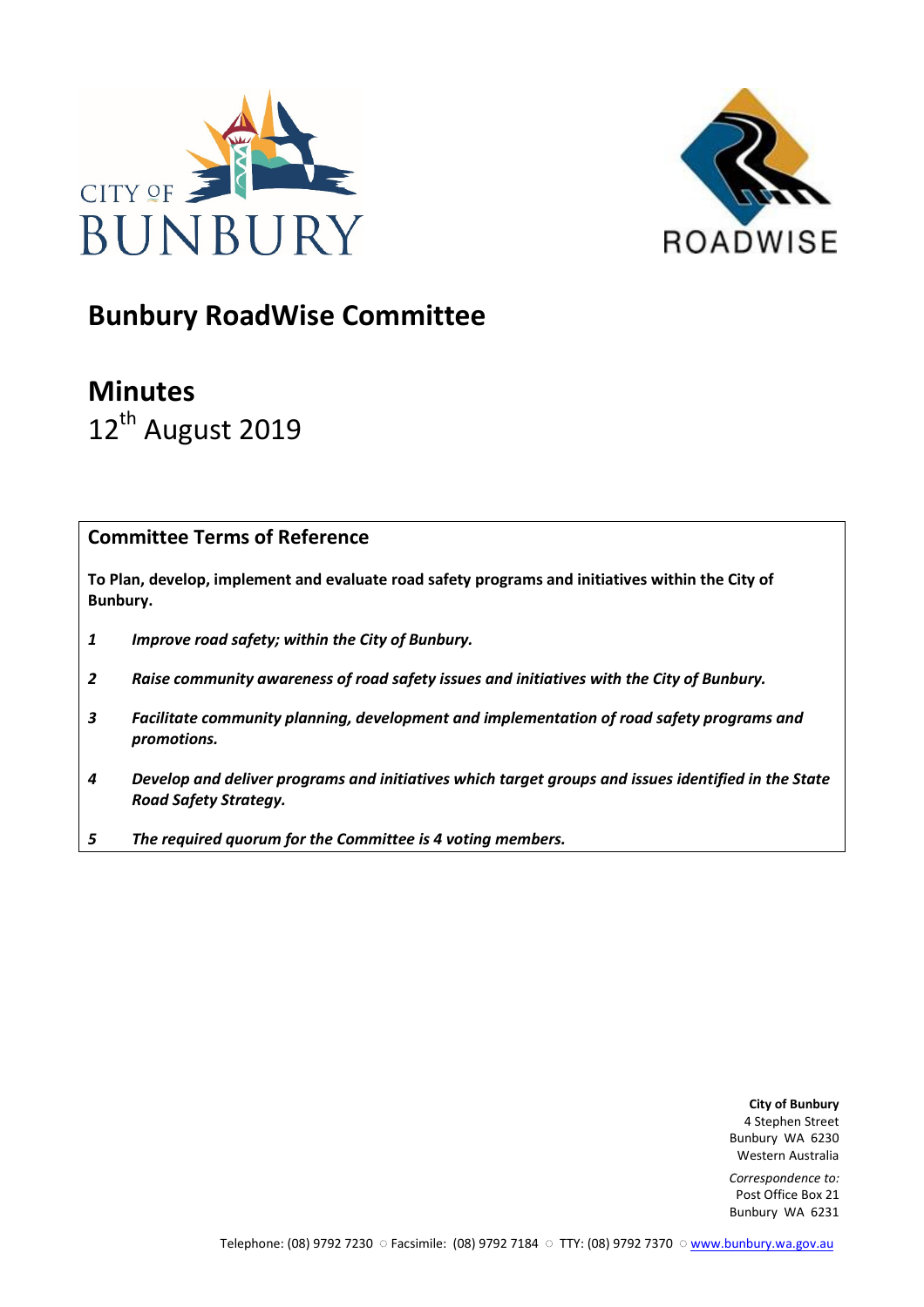CITY OF BUNBURY

ROADWISE

# Bunbury RoadWise Committee

# Minutes

12th August 2019

## Committee Terms of Reference

**To Plan, develop, implement and evaluate road safety programs and initiatives within the City of Bunbury.**

1. ***Improve road safety; within the City of Bunbury.***
2. ***Raise community awareness of road safety issues and initiatives with the City of Bunbury.***
3. ***Facilitate community planning, development and implementation of road safety programs and promotions.***
4. ***Develop and deliver programs and initiatives which target groups and issues identified in the State Road Safety Strategy.***
5. ***The required quorum for the Committee is 4 voting members.***

**City of Bunbury**
4 Stephen Street
Bunbury WA 6230
Western Australia

*Correspondence to:*
Post Office Box 21
Bunbury WA 6231

Telephone: (08) 9792 7230 ○ Facsimile: (08) 9792 7184 ○ TTY: (08) 9792 7370 ○ www.bunbury.wa.gov.au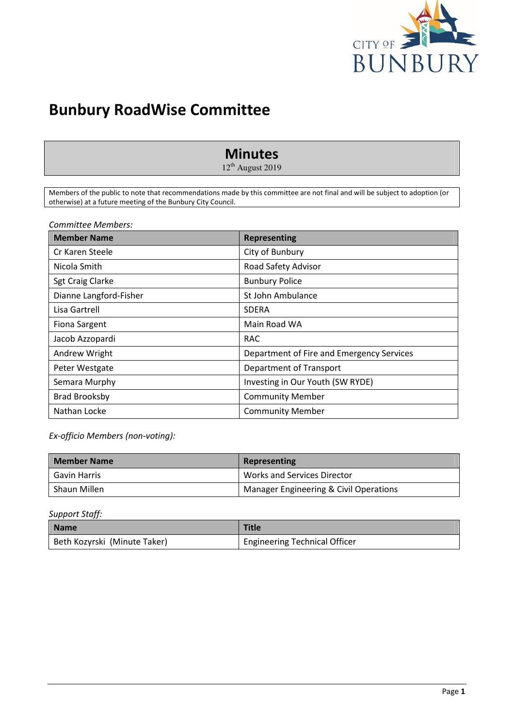# Bunbury RoadWise Committee

## Minutes

12th August 2019

Members of the public to note that recommendations made by this committee are not final and will be subject to adoption (or otherwise) at a future meeting of the Bunbury City Council.

*Committee Members:*

| Member Name | Representing |
| --- | --- |
| Cr Karen Steele | City of Bunbury |
| Nicola Smith | Road Safety Advisor |
| Sgt Craig Clarke | Bunbury Police |
| Dianne Langford-Fisher | St John Ambulance |
| Lisa Gartrell | SDERA |
| Fiona Sargent | Main Road WA |
| Jacob Azzopardi | RAC |
| Andrew Wright | Department of Fire and Emergency Services |
| Peter Westgate | Department of Transport |
| Semara Murphy | Investing in Our Youth (SW RYDE) |
| Brad Brooksby | Community Member |
| Nathan Locke | Community Member |

*Ex-officio Members (non-voting):*

| Member Name | Representing |
| --- | --- |
| Gavin Harris | Works and Services Director |
| Shaun Millen | Manager Engineering & Civil Operations |

*Support Staff:*

| Name | Title |
| --- | --- |
| Beth Kozyrski (Minute Taker) | Engineering Technical Officer |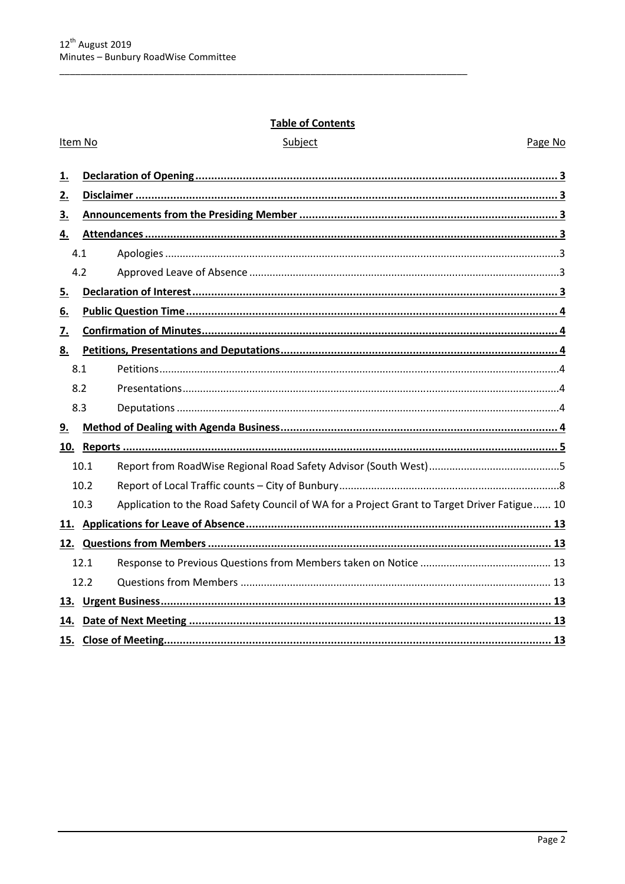## Table of Contents

| Item No | Subject | Page No |
|---|---|---|
| **1.** | **Declaration of Opening** | **3** |
| **2.** | **Disclaimer** | **3** |
| **3.** | **Announcements from the Presiding Member** | **3** |
| **4.** | **Attendances** | **3** |
| 4.1 | Apologies | 3 |
| 4.2 | Approved Leave of Absence | 3 |
| **5.** | **Declaration of Interest** | **3** |
| **6.** | **Public Question Time** | **4** |
| **7.** | **Confirmation of Minutes** | **4** |
| **8.** | **Petitions, Presentations and Deputations** | **4** |
| 8.1 | Petitions | 4 |
| 8.2 | Presentations | 4 |
| 8.3 | Deputations | 4 |
| **9.** | **Method of Dealing with Agenda Business** | **4** |
| **10.** | **Reports** | **5** |
| 10.1 | Report from RoadWise Regional Road Safety Advisor (South West) | 5 |
| 10.2 | Report of Local Traffic counts – City of Bunbury | 8 |
| 10.3 | Application to the Road Safety Council of WA for a Project Grant to Target Driver Fatigue | 10 |
| **11.** | **Applications for Leave of Absence** | **13** |
| **12.** | **Questions from Members** | **13** |
| 12.1 | Response to Previous Questions from Members taken on Notice | 13 |
| 12.2 | Questions from Members | 13 |
| **13.** | **Urgent Business** | **13** |
| **14.** | **Date of Next Meeting** | **13** |
| **15.** | **Close of Meeting** | **13** |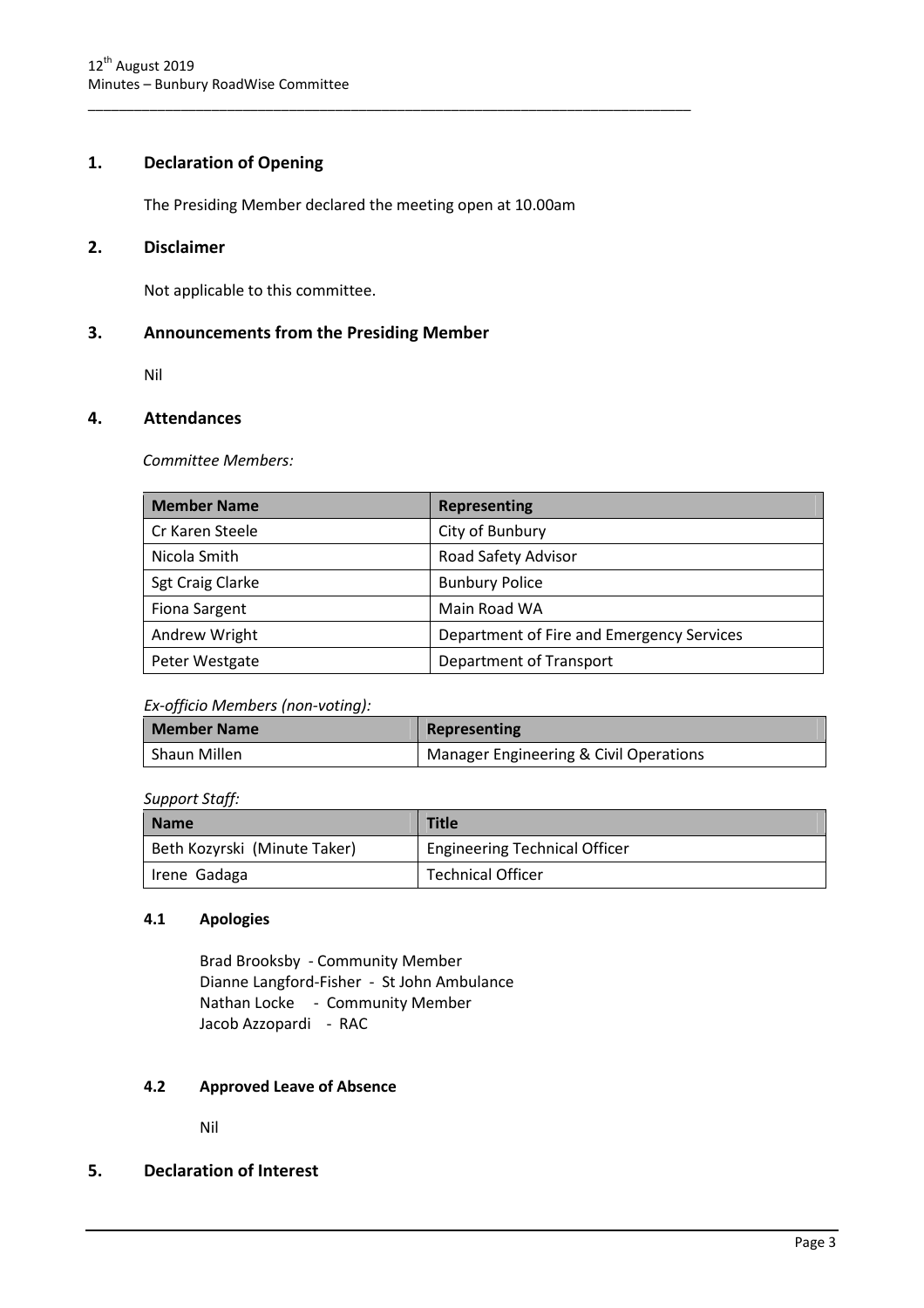## 1. Declaration of Opening

The Presiding Member declared the meeting open at 10.00am

## 2. Disclaimer

Not applicable to this committee.

## 3. Announcements from the Presiding Member

Nil

## 4. Attendances

*Committee Members:*

| Member Name | Representing |
|---|---|
| Cr Karen Steele | City of Bunbury |
| Nicola Smith | Road Safety Advisor |
| Sgt Craig Clarke | Bunbury Police |
| Fiona Sargent | Main Road WA |
| Andrew Wright | Department of Fire and Emergency Services |
| Peter Westgate | Department of Transport |

*Ex-officio Members (non-voting):*

| Member Name | Representing |
|---|---|
| Shaun Millen | Manager Engineering & Civil Operations |

*Support Staff:*

| Name | Title |
|---|---|
| Beth Kozyrski (Minute Taker) | Engineering Technical Officer |
| Irene Gadaga | Technical Officer |

### 4.1 Apologies

Brad Brooksby - Community Member
Dianne Langford-Fisher - St John Ambulance
Nathan Locke - Community Member
Jacob Azzopardi - RAC

### 4.2 Approved Leave of Absence

Nil

## 5. Declaration of Interest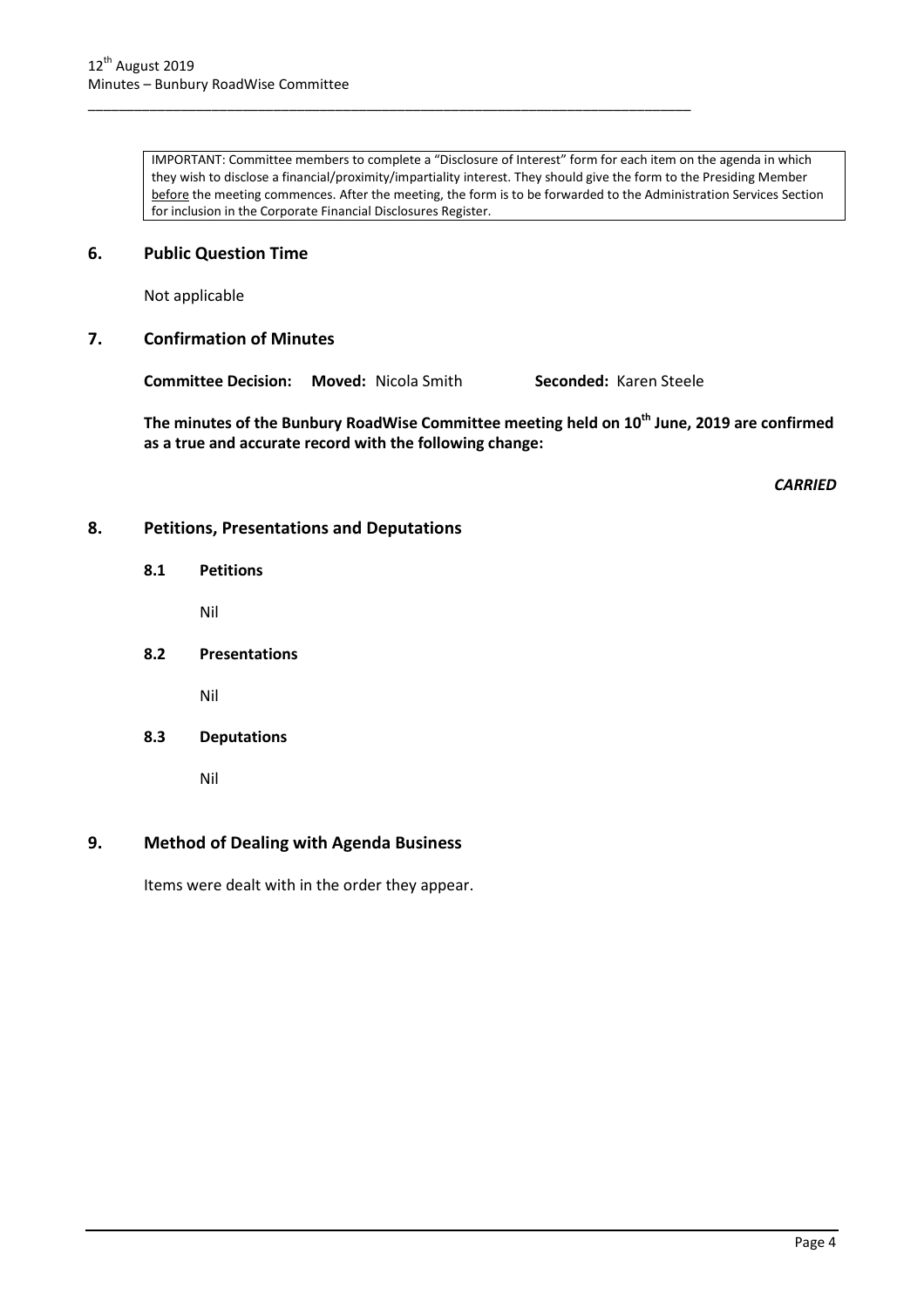IMPORTANT: Committee members to complete a "Disclosure of Interest" form for each item on the agenda in which they wish to disclose a financial/proximity/impartiality interest. They should give the form to the Presiding Member before the meeting commences. After the meeting, the form is to be forwarded to the Administration Services Section for inclusion in the Corporate Financial Disclosures Register.

## 6. Public Question Time

Not applicable

## 7. Confirmation of Minutes

**Committee Decision:** **Moved:** Nicola Smith **Seconded:** Karen Steele

**The minutes of the Bunbury RoadWise Committee meeting held on 10th June, 2019 are confirmed as a true and accurate record with the following change:**

***CARRIED***

## 8. Petitions, Presentations and Deputations

### 8.1 Petitions

Nil

### 8.2 Presentations

Nil

### 8.3 Deputations

Nil

## 9. Method of Dealing with Agenda Business

Items were dealt with in the order they appear.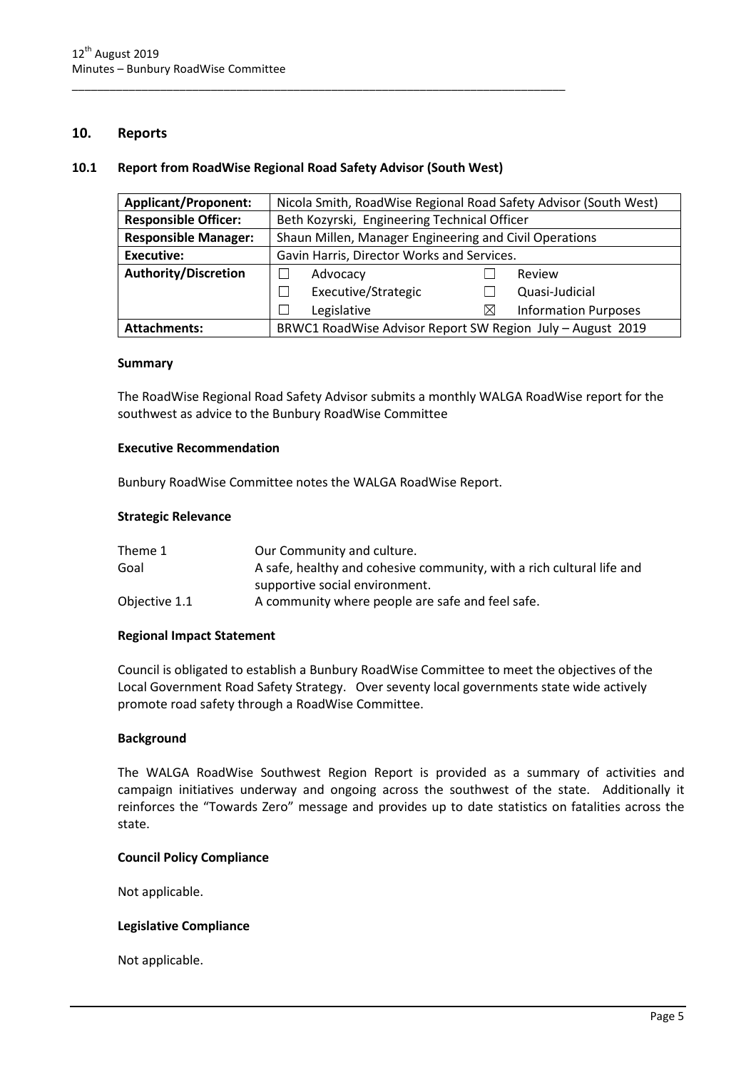## 10. Reports

### 10.1 Report from RoadWise Regional Road Safety Advisor (South West)

| **Applicant/Proponent:** | Nicola Smith, RoadWise Regional Road Safety Advisor (South West) | | |
|---|---|---|---|
| **Responsible Officer:** | Beth Kozyrski, Engineering Technical Officer | | |
| **Responsible Manager:** | Shaun Millen, Manager Engineering and Civil Operations | | |
| **Executive:** | Gavin Harris, Director Works and Services. | | |
| **Authority/Discretion** | ☐ Advocacy | ☐ Review | |
| | ☐ Executive/Strategic | ☐ Quasi-Judicial | |
| | ☐ Legislative | ☒ Information Purposes | |
| **Attachments:** | BRWC1 RoadWise Advisor Report SW Region July – August 2019 | | |

**Summary**

The RoadWise Regional Road Safety Advisor submits a monthly WALGA RoadWise report for the southwest as advice to the Bunbury RoadWise Committee

**Executive Recommendation**

Bunbury RoadWise Committee notes the WALGA RoadWise Report.

**Strategic Relevance**

| | |
|---|---|
| Theme 1 | Our Community and culture. |
| Goal | A safe, healthy and cohesive community, with a rich cultural life and supportive social environment. |
| Objective 1.1 | A community where people are safe and feel safe. |

**Regional Impact Statement**

Council is obligated to establish a Bunbury RoadWise Committee to meet the objectives of the Local Government Road Safety Strategy. Over seventy local governments state wide actively promote road safety through a RoadWise Committee.

**Background**

The WALGA RoadWise Southwest Region Report is provided as a summary of activities and campaign initiatives underway and ongoing across the southwest of the state. Additionally it reinforces the "Towards Zero" message and provides up to date statistics on fatalities across the state.

**Council Policy Compliance**

Not applicable.

**Legislative Compliance**

Not applicable.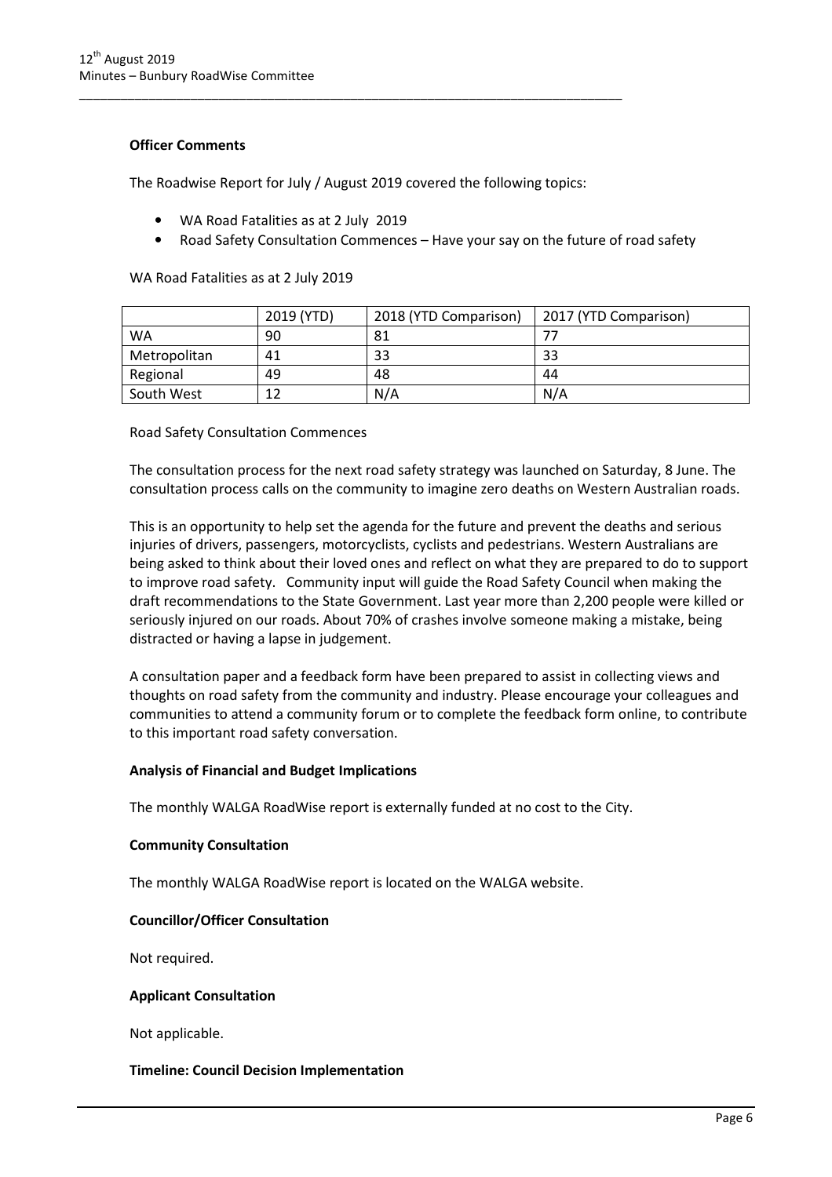**Officer Comments**

The Roadwise Report for July / August 2019 covered the following topics:

- WA Road Fatalities as at 2 July 2019
- Road Safety Consultation Commences – Have your say on the future of road safety

WA Road Fatalities as at 2 July 2019

| | 2019 (YTD) | 2018 (YTD Comparison) | 2017 (YTD Comparison) |
|---|---|---|---|
| WA | 90 | 81 | 77 |
| Metropolitan | 41 | 33 | 33 |
| Regional | 49 | 48 | 44 |
| South West | 12 | N/A | N/A |

Road Safety Consultation Commences

The consultation process for the next road safety strategy was launched on Saturday, 8 June. The consultation process calls on the community to imagine zero deaths on Western Australian roads.

This is an opportunity to help set the agenda for the future and prevent the deaths and serious injuries of drivers, passengers, motorcyclists, cyclists and pedestrians. Western Australians are being asked to think about their loved ones and reflect on what they are prepared to do to support to improve road safety. Community input will guide the Road Safety Council when making the draft recommendations to the State Government. Last year more than 2,200 people were killed or seriously injured on our roads. About 70% of crashes involve someone making a mistake, being distracted or having a lapse in judgement.

A consultation paper and a feedback form have been prepared to assist in collecting views and thoughts on road safety from the community and industry. Please encourage your colleagues and communities to attend a community forum or to complete the feedback form online, to contribute to this important road safety conversation.

**Analysis of Financial and Budget Implications**

The monthly WALGA RoadWise report is externally funded at no cost to the City.

**Community Consultation**

The monthly WALGA RoadWise report is located on the WALGA website.

**Councillor/Officer Consultation**

Not required.

**Applicant Consultation**

Not applicable.

**Timeline: Council Decision Implementation**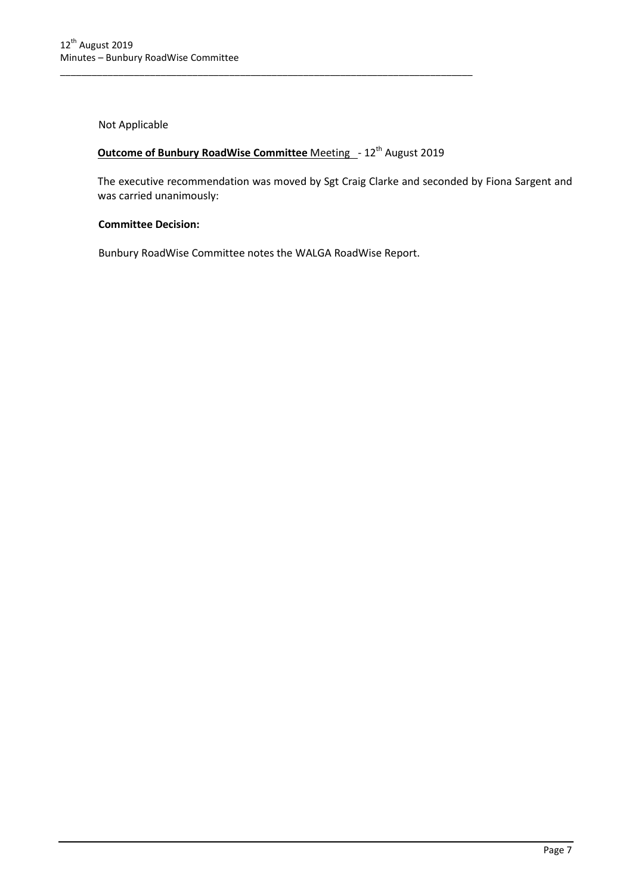Not Applicable

**Outcome of Bunbury RoadWise Committee** Meeting - 12th August 2019

The executive recommendation was moved by Sgt Craig Clarke and seconded by Fiona Sargent and was carried unanimously:

**Committee Decision:**

Bunbury RoadWise Committee notes the WALGA RoadWise Report.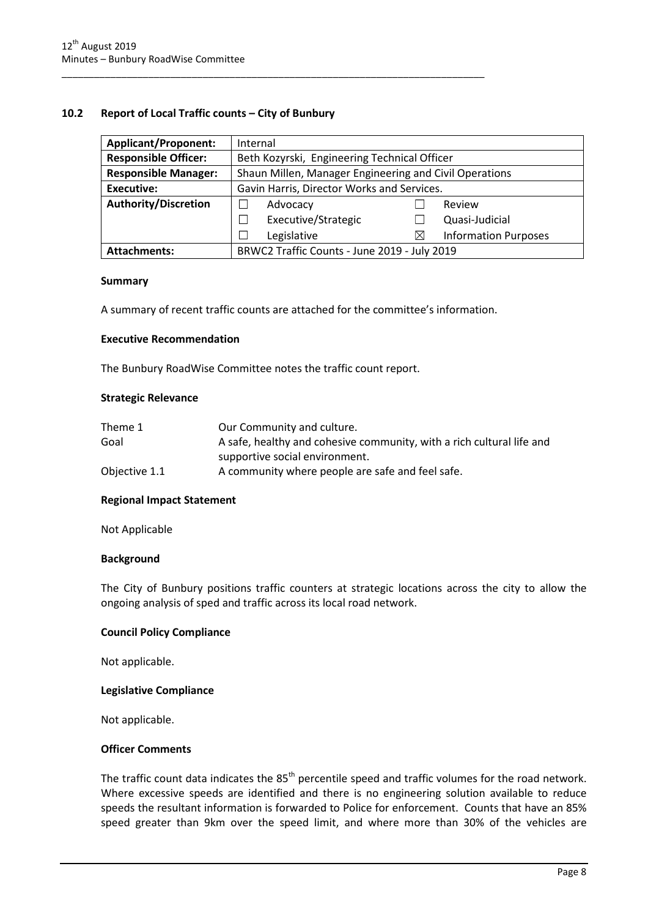## 10.2 Report of Local Traffic counts – City of Bunbury

| Applicant/Proponent: | Internal | | | |
|---|---|---|---|---|
| Responsible Officer: | Beth Kozyrski, Engineering Technical Officer | | | |
| Responsible Manager: | Shaun Millen, Manager Engineering and Civil Operations | | | |
| Executive: | Gavin Harris, Director Works and Services. | | | |
| Authority/Discretion | ☐ | Advocacy | ☐ | Review |
| | ☐ | Executive/Strategic | ☐ | Quasi-Judicial |
| | ☐ | Legislative | ☒ | Information Purposes |
| Attachments: | BRWC2 Traffic Counts - June 2019 - July 2019 | | | |

### Summary

A summary of recent traffic counts are attached for the committee's information.

### Executive Recommendation

The Bunbury RoadWise Committee notes the traffic count report.

### Strategic Relevance

| | |
|---|---|
| Theme 1 | Our Community and culture. |
| Goal | A safe, healthy and cohesive community, with a rich cultural life and supportive social environment. |
| Objective 1.1 | A community where people are safe and feel safe. |

### Regional Impact Statement

Not Applicable

### Background

The City of Bunbury positions traffic counters at strategic locations across the city to allow the ongoing analysis of sped and traffic across its local road network.

### Council Policy Compliance

Not applicable.

### Legislative Compliance

Not applicable.

### Officer Comments

The traffic count data indicates the 85th percentile speed and traffic volumes for the road network. Where excessive speeds are identified and there is no engineering solution available to reduce speeds the resultant information is forwarded to Police for enforcement. Counts that have an 85% speed greater than 9km over the speed limit, and where more than 30% of the vehicles are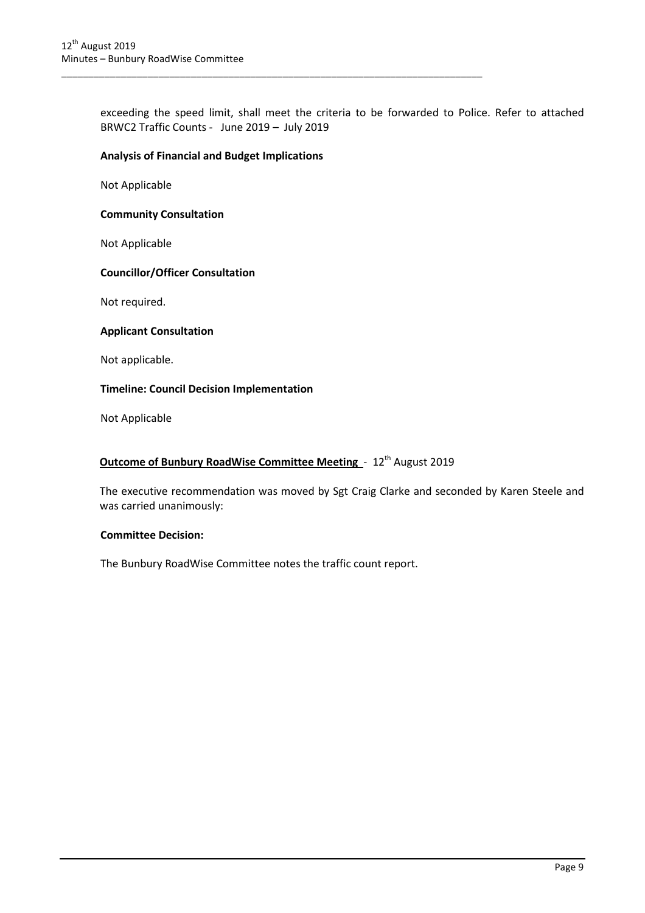exceeding the speed limit, shall meet the criteria to be forwarded to Police. Refer to attached BRWC2 Traffic Counts - June 2019 – July 2019

**Analysis of Financial and Budget Implications**

Not Applicable

**Community Consultation**

Not Applicable

**Councillor/Officer Consultation**

Not required.

**Applicant Consultation**

Not applicable.

**Timeline: Council Decision Implementation**

Not Applicable

**Outcome of Bunbury RoadWise Committee Meeting** - 12th August 2019

The executive recommendation was moved by Sgt Craig Clarke and seconded by Karen Steele and was carried unanimously:

**Committee Decision:**

The Bunbury RoadWise Committee notes the traffic count report.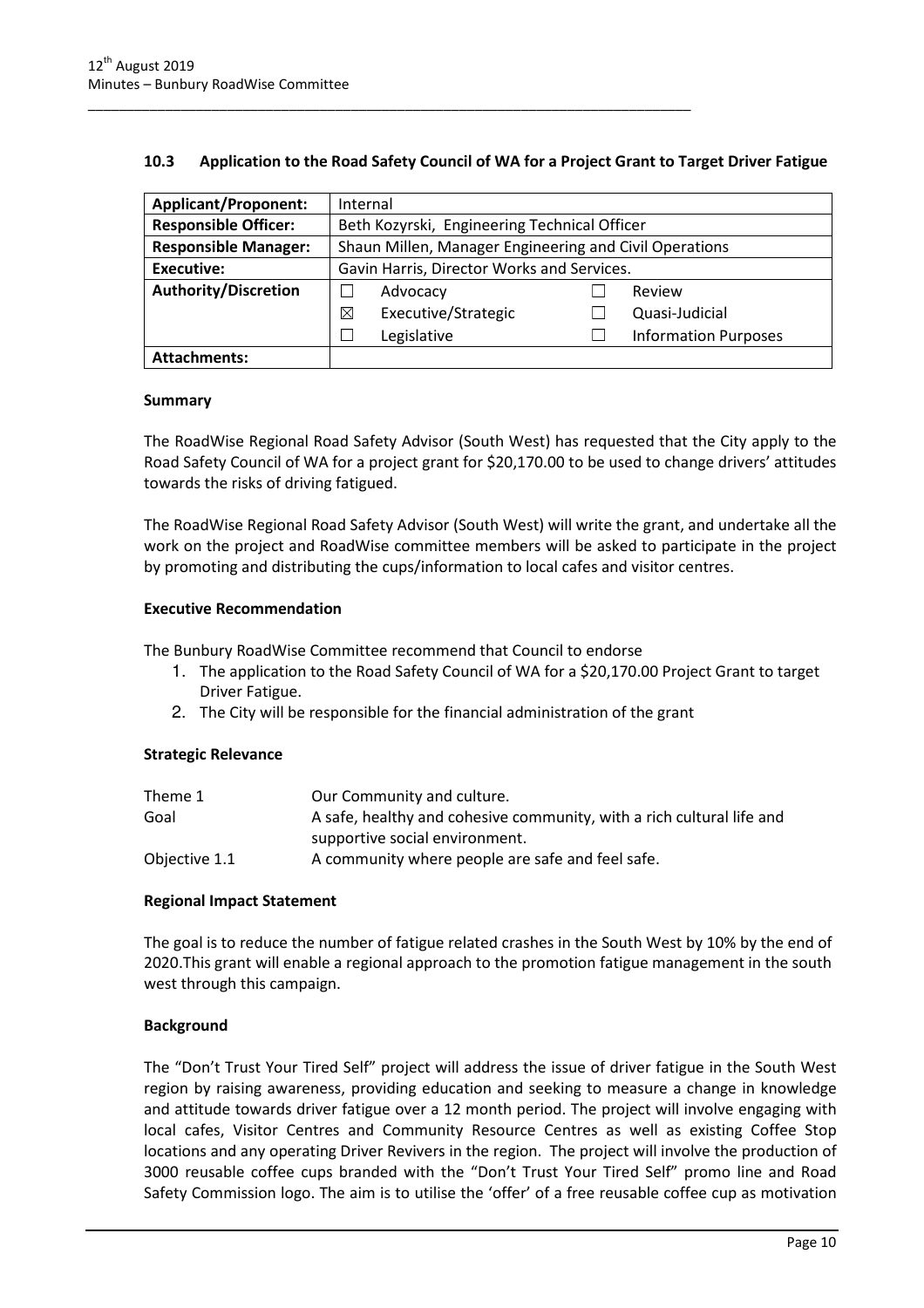## 10.3 Application to the Road Safety Council of WA for a Project Grant to Target Driver Fatigue

| **Applicant/Proponent:** | Internal | | | |
|---|---|---|---|---|
| **Responsible Officer:** | Beth Kozyrski, Engineering Technical Officer | | | |
| **Responsible Manager:** | Shaun Millen, Manager Engineering and Civil Operations | | | |
| **Executive:** | Gavin Harris, Director Works and Services. | | | |
| **Authority/Discretion** | ☐ | Advocacy | ☐ | Review |
| | ☒ | Executive/Strategic | ☐ | Quasi-Judicial |
| | ☐ | Legislative | ☐ | Information Purposes |
| **Attachments:** | | | | |

### Summary

The RoadWise Regional Road Safety Advisor (South West) has requested that the City apply to the Road Safety Council of WA for a project grant for $20,170.00 to be used to change drivers' attitudes towards the risks of driving fatigued.

The RoadWise Regional Road Safety Advisor (South West) will write the grant, and undertake all the work on the project and RoadWise committee members will be asked to participate in the project by promoting and distributing the cups/information to local cafes and visitor centres.

### Executive Recommendation

The Bunbury RoadWise Committee recommend that Council to endorse

1. The application to the Road Safety Council of WA for a $20,170.00 Project Grant to target Driver Fatigue.
2. The City will be responsible for the financial administration of the grant

### Strategic Relevance

| | |
|---|---|
| Theme 1 | Our Community and culture. |
| Goal | A safe, healthy and cohesive community, with a rich cultural life and supportive social environment. |
| Objective 1.1 | A community where people are safe and feel safe. |

### Regional Impact Statement

The goal is to reduce the number of fatigue related crashes in the South West by 10% by the end of 2020.This grant will enable a regional approach to the promotion fatigue management in the south west through this campaign.

### Background

The "Don't Trust Your Tired Self" project will address the issue of driver fatigue in the South West region by raising awareness, providing education and seeking to measure a change in knowledge and attitude towards driver fatigue over a 12 month period. The project will involve engaging with local cafes, Visitor Centres and Community Resource Centres as well as existing Coffee Stop locations and any operating Driver Revivers in the region. The project will involve the production of 3000 reusable coffee cups branded with the "Don't Trust Your Tired Self" promo line and Road Safety Commission logo. The aim is to utilise the 'offer' of a free reusable coffee cup as motivation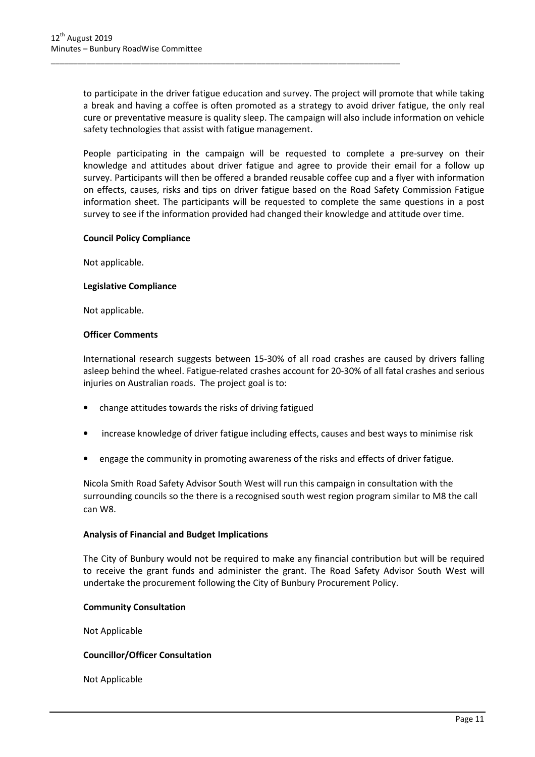to participate in the driver fatigue education and survey. The project will promote that while taking a break and having a coffee is often promoted as a strategy to avoid driver fatigue, the only real cure or preventative measure is quality sleep. The campaign will also include information on vehicle safety technologies that assist with fatigue management.

People participating in the campaign will be requested to complete a pre-survey on their knowledge and attitudes about driver fatigue and agree to provide their email for a follow up survey. Participants will then be offered a branded reusable coffee cup and a flyer with information on effects, causes, risks and tips on driver fatigue based on the Road Safety Commission Fatigue information sheet. The participants will be requested to complete the same questions in a post survey to see if the information provided had changed their knowledge and attitude over time.

**Council Policy Compliance**

Not applicable.

**Legislative Compliance**

Not applicable.

**Officer Comments**

International research suggests between 15-30% of all road crashes are caused by drivers falling asleep behind the wheel. Fatigue-related crashes account for 20-30% of all fatal crashes and serious injuries on Australian roads. The project goal is to:

- change attitudes towards the risks of driving fatigued
- increase knowledge of driver fatigue including effects, causes and best ways to minimise risk
- engage the community in promoting awareness of the risks and effects of driver fatigue.

Nicola Smith Road Safety Advisor South West will run this campaign in consultation with the surrounding councils so the there is a recognised south west region program similar to M8 the call can W8.

**Analysis of Financial and Budget Implications**

The City of Bunbury would not be required to make any financial contribution but will be required to receive the grant funds and administer the grant. The Road Safety Advisor South West will undertake the procurement following the City of Bunbury Procurement Policy.

**Community Consultation**

Not Applicable

**Councillor/Officer Consultation**

Not Applicable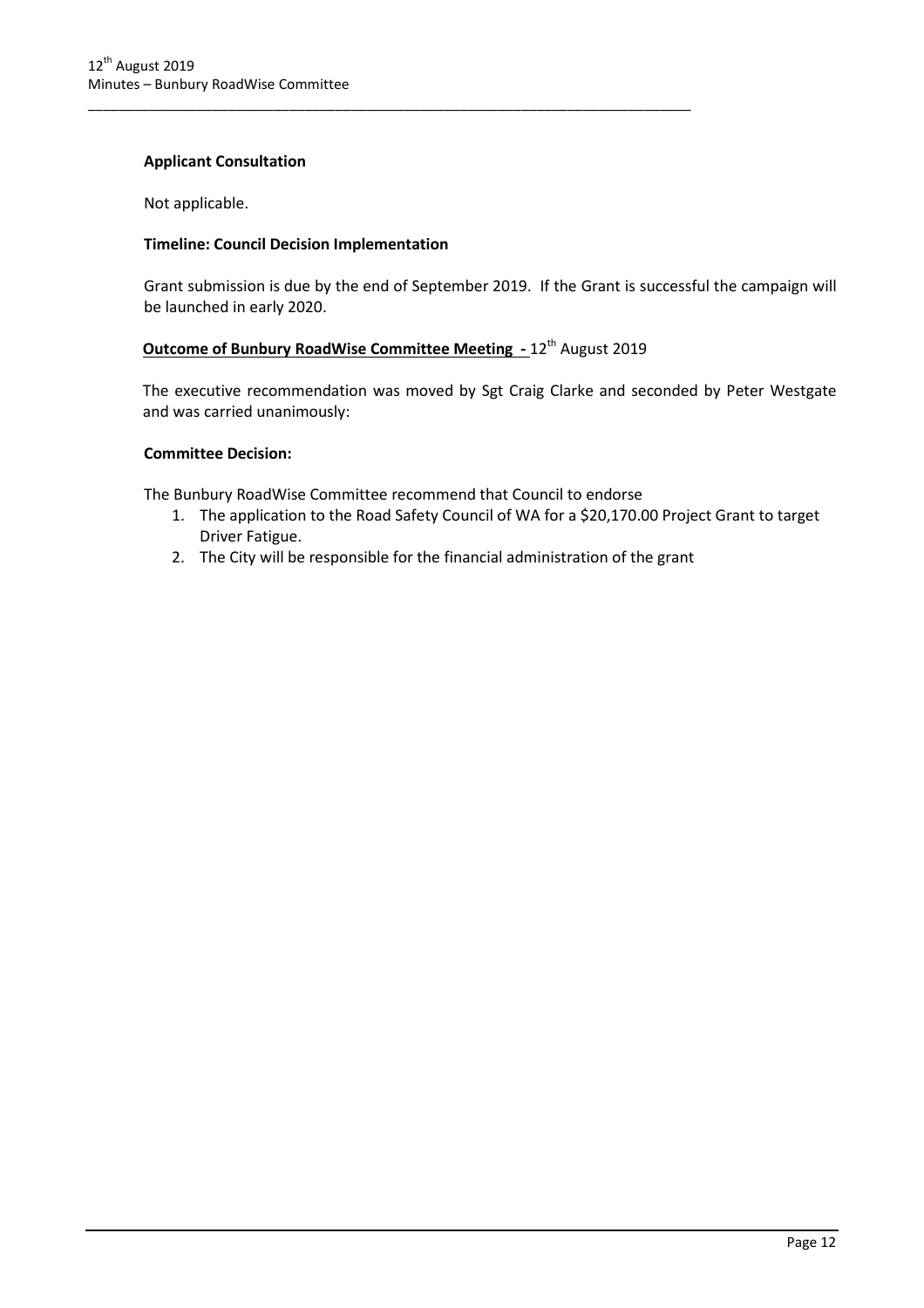**Applicant Consultation**

Not applicable.

**Timeline: Council Decision Implementation**

Grant submission is due by the end of September 2019. If the Grant is successful the campaign will be launched in early 2020.

**Outcome of Bunbury RoadWise Committee Meeting -** 12th August 2019

The executive recommendation was moved by Sgt Craig Clarke and seconded by Peter Westgate and was carried unanimously:

**Committee Decision:**

The Bunbury RoadWise Committee recommend that Council to endorse

1. The application to the Road Safety Council of WA for a $20,170.00 Project Grant to target Driver Fatigue.
2. The City will be responsible for the financial administration of the grant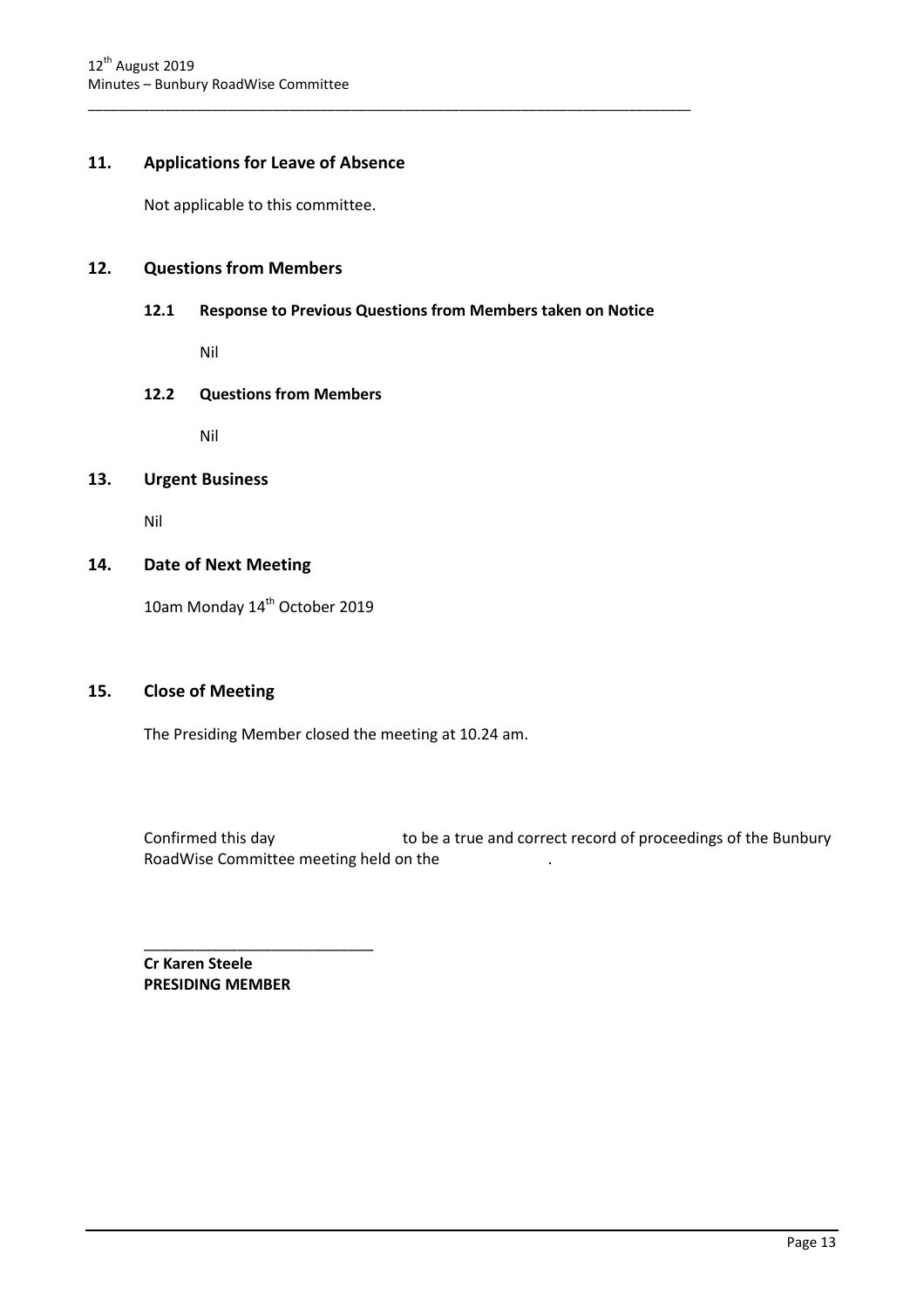## 11. Applications for Leave of Absence

Not applicable to this committee.

## 12. Questions from Members

### 12.1 Response to Previous Questions from Members taken on Notice

Nil

### 12.2 Questions from Members

Nil

## 13. Urgent Business

Nil

## 14. Date of Next Meeting

10am Monday 14th October 2019

## 15. Close of Meeting

The Presiding Member closed the meeting at 10.24 am.

Confirmed this day                    to be a true and correct record of proceedings of the Bunbury RoadWise Committee meeting held on the                    .

\_\_\_\_\_\_\_\_\_\_\_\_\_\_\_\_\_\_\_\_\_\_\_\_\_\_\_\_

**Cr Karen Steele**
**PRESIDING MEMBER**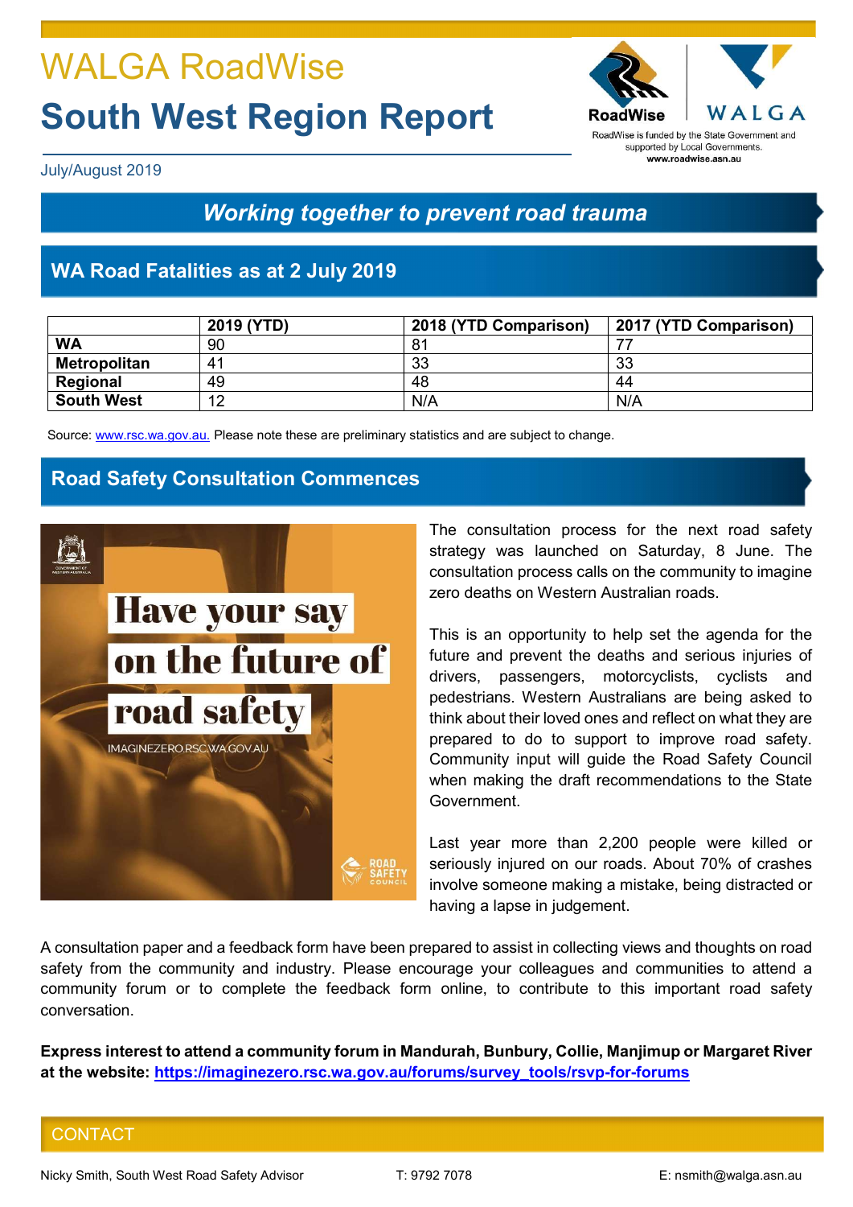# WALGA RoadWise

# South West Region Report

July/August 2019

RoadWise is funded by the State Government and supported by Local Governments.
www.roadwise.asn.au

## *Working together to prevent road trauma*

## WA Road Fatalities as at 2 July 2019

| | 2019 (YTD) | 2018 (YTD Comparison) | 2017 (YTD Comparison) |
|---|---|---|---|
| **WA** | 90 | 81 | 77 |
| **Metropolitan** | 41 | 33 | 33 |
| **Regional** | 49 | 48 | 44 |
| **South West** | 12 | N/A | N/A |

Source: www.rsc.wa.gov.au. Please note these are preliminary statistics and are subject to change.

## Road Safety Consultation Commences

The consultation process for the next road safety strategy was launched on Saturday, 8 June. The consultation process calls on the community to imagine zero deaths on Western Australian roads.

This is an opportunity to help set the agenda for the future and prevent the deaths and serious injuries of drivers, passengers, motorcyclists, cyclists and pedestrians. Western Australians are being asked to think about their loved ones and reflect on what they are prepared to do to support to improve road safety. Community input will guide the Road Safety Council when making the draft recommendations to the State Government.

Last year more than 2,200 people were killed or seriously injured on our roads. About 70% of crashes involve someone making a mistake, being distracted or having a lapse in judgement.

A consultation paper and a feedback form have been prepared to assist in collecting views and thoughts on road safety from the community and industry. Please encourage your colleagues and communities to attend a community forum or to complete the feedback form online, to contribute to this important road safety conversation.

**Express interest to attend a community forum in Mandurah, Bunbury, Collie, Manjimup or Margaret River at the website: https://imaginezero.rsc.wa.gov.au/forums/survey_tools/rsvp-for-forums**

## CONTACT

Nicky Smith, South West Road Safety Advisor | T: 9792 7078 | E: nsmith@walga.asn.au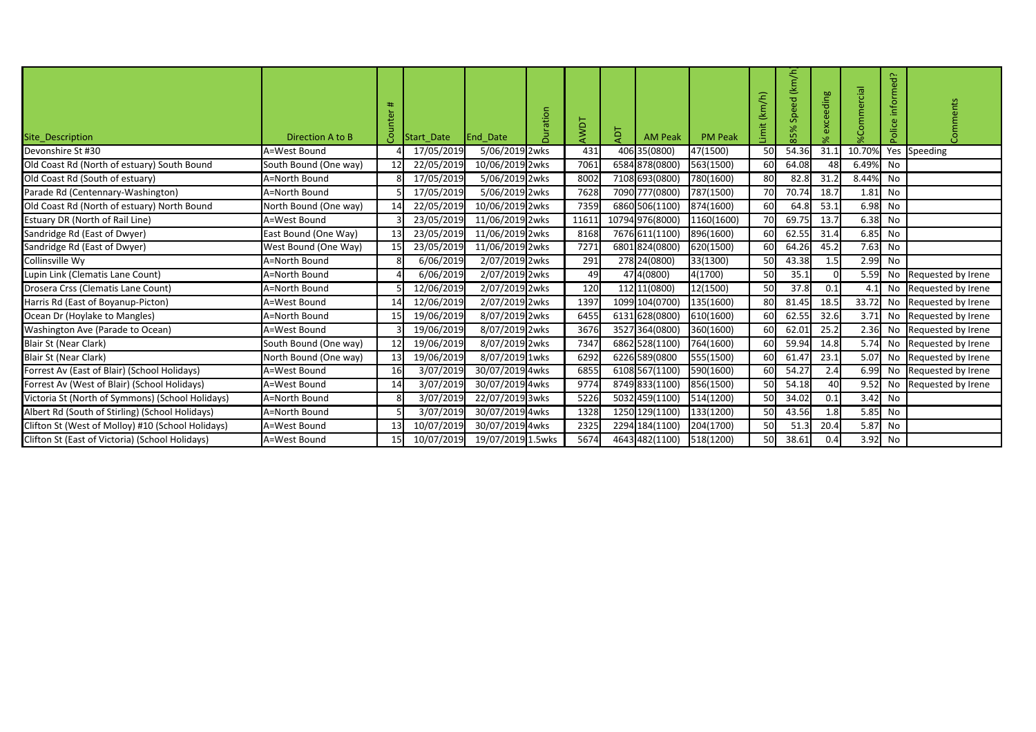| Site_Description | Direction A to B | Counter # | Start_Date | End_Date | Duration | AWDT | ADT | AM Peak | PM Peak | Limit (km/h) | 85% Speed (km/h) | % exceeding | %Commercial | Police informed? | Comments |
|---|---|---|---|---|---|---|---|---|---|---|---|---|---|---|---|
| Devonshire St #30 | A=West Bound | 4 | 17/05/2019 | 5/06/2019 | 2wks | 431 | 406 | 35(0800) | 47(1500) | 50 | 54.36 | 31.1 | 10.70% | Yes | Speeding |
| Old Coast Rd (North of estuary) South Bound | South Bound (One way) | 12 | 22/05/2019 | 10/06/2019 | 2wks | 7061 | 6584 | 878(0800) | 563(1500) | 60 | 64.08 | 48 | 6.49% | No | |
| Old Coast Rd (South of estuary) | A=North Bound | 8 | 17/05/2019 | 5/06/2019 | 2wks | 8002 | 7108 | 693(0800) | 780(1600) | 80 | 82.8 | 31.2 | 8.44% | No | |
| Parade Rd (Centennary-Washington) | A=North Bound | 5 | 17/05/2019 | 5/06/2019 | 2wks | 7628 | 7090 | 777(0800) | 787(1500) | 70 | 70.74 | 18.7 | 1.81 | No | |
| Old Coast Rd (North of estuary) North Bound | North Bound (One way) | 14 | 22/05/2019 | 10/06/2019 | 2wks | 7359 | 6860 | 506(1100) | 874(1600) | 60 | 64.8 | 53.1 | 6.98 | No | |
| Estuary DR (North of Rail Line) | A=West Bound | 3 | 23/05/2019 | 11/06/2019 | 2wks | 11611 | 10794 | 976(8000) | 1160(1600) | 70 | 69.75 | 13.7 | 6.38 | No | |
| Sandridge Rd (East of Dwyer) | East Bound (One Way) | 13 | 23/05/2019 | 11/06/2019 | 2wks | 8168 | 7676 | 611(1100) | 896(1600) | 60 | 62.55 | 31.4 | 6.85 | No | |
| Sandridge Rd (East of Dwyer) | West Bound (One Way) | 15 | 23/05/2019 | 11/06/2019 | 2wks | 7271 | 6801 | 824(0800) | 620(1500) | 60 | 64.26 | 45.2 | 7.63 | No | |
| Collinsville Wy | A=North Bound | 8 | 6/06/2019 | 2/07/2019 | 2wks | 291 | 278 | 24(0800) | 33(1300) | 50 | 43.38 | 1.5 | 2.99 | No | |
| Lupin Link (Clematis Lane Count) | A=North Bound | 4 | 6/06/2019 | 2/07/2019 | 2wks | 49 | 47 | 4(0800) | 4(1700) | 50 | 35.1 | 0 | 5.59 | No | Requested by Irene |
| Drosera Crss (Clematis Lane Count) | A=North Bound | 5 | 12/06/2019 | 2/07/2019 | 2wks | 120 | 112 | 11(0800) | 12(1500) | 50 | 37.8 | 0.1 | 4.1 | No | Requested by Irene |
| Harris Rd (East of Boyanup-Picton) | A=West Bound | 14 | 12/06/2019 | 2/07/2019 | 2wks | 1397 | 1099 | 104(0700) | 135(1600) | 80 | 81.45 | 18.5 | 33.72 | No | Requested by Irene |
| Ocean Dr (Hoylake to Mangles) | A=North Bound | 15 | 19/06/2019 | 8/07/2019 | 2wks | 6455 | 6131 | 628(0800) | 610(1600) | 60 | 62.55 | 32.6 | 3.71 | No | Requested by Irene |
| Washington Ave (Parade to Ocean) | A=West Bound | 3 | 19/06/2019 | 8/07/2019 | 2wks | 3676 | 3527 | 364(0800) | 360(1600) | 60 | 62.01 | 25.2 | 2.36 | No | Requested by Irene |
| Blair St (Near Clark) | South Bound (One way) | 12 | 19/06/2019 | 8/07/2019 | 2wks | 7347 | 6862 | 528(1100) | 764(1600) | 60 | 59.94 | 14.8 | 5.74 | No | Requested by Irene |
| Blair St (Near Clark) | North Bound (One way) | 13 | 19/06/2019 | 8/07/2019 | 1wks | 6292 | 6226 | 589(0800 | 555(1500) | 60 | 61.47 | 23.1 | 5.07 | No | Requested by Irene |
| Forrest Av (East of Blair) (School Holidays) | A=West Bound | 16 | 3/07/2019 | 30/07/2019 | 4wks | 6855 | 6108 | 567(1100) | 590(1600) | 60 | 54.27 | 2.4 | 6.99 | No | Requested by Irene |
| Forrest Av (West of Blair) (School Holidays) | A=West Bound | 14 | 3/07/2019 | 30/07/2019 | 4wks | 9774 | 8749 | 833(1100) | 856(1500) | 50 | 54.18 | 40 | 9.52 | No | Requested by Irene |
| Victoria St (North of Symmons) (School Holidays) | A=North Bound | 8 | 3/07/2019 | 22/07/2019 | 3wks | 5226 | 5032 | 459(1100) | 514(1200) | 50 | 34.02 | 0.1 | 3.42 | No | |
| Albert Rd (South of Stirling) (School Holidays) | A=North Bound | 5 | 3/07/2019 | 30/07/2019 | 4wks | 1328 | 1250 | 129(1100) | 133(1200) | 50 | 43.56 | 1.8 | 5.85 | No | |
| Clifton St (West of Molloy) #10 (School Holidays) | A=West Bound | 13 | 10/07/2019 | 30/07/2019 | 4wks | 2325 | 2294 | 184(1100) | 204(1700) | 50 | 51.3 | 20.4 | 5.87 | No | |
| Clifton St (East of Victoria) (School Holidays) | A=West Bound | 15 | 10/07/2019 | 19/07/2019 | 1.5wks | 5674 | 4643 | 482(1100) | 518(1200) | 50 | 38.61 | 0.4 | 3.92 | No | |